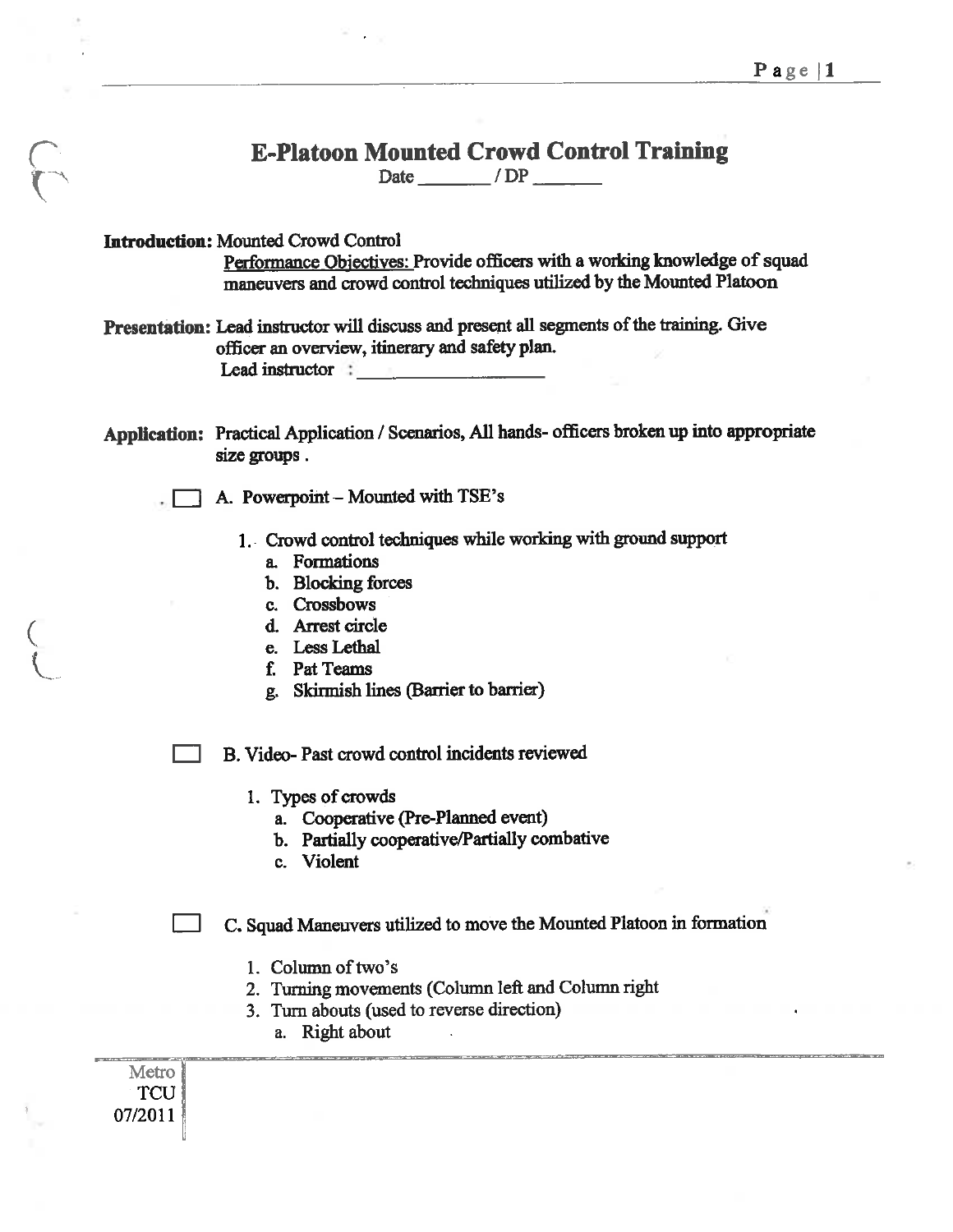# E-Platoon Mounted Crowd Control Training

Date ________ / DP ________

**Introduction:** Mounted Crowd Control

Performance Objectives: Provide officers with a working knowledge of squad maneuvers and crowd control techniques utilized by the Mounted Platoon

**Presentation:** Lead instructor will discuss and present all segments of the training. Give officer an overview, itinerary and safety plan.

Lead instructor : ____________________

**Application:** Practical Application / Scenarios, All hands- officers broken up into appropriate size groups .

☐ A. Powerpoint – Mounted with TSE's

1. Crowd control techniques while working with ground support
   a. Formations
   b. Blocking forces
   c. Crossbows
   d. Arrest circle
   e. Less Lethal
   f. Pat Teams
   g. Skirmish lines (Barrier to barrier)

☐ B. Video- Past crowd control incidents reviewed

1. Types of crowds
   a. Cooperative (Pre-Planned event)
   b. Partially cooperative/Partially combative
   c. Violent

☐ C. Squad Maneuvers utilized to move the Mounted Platoon in formation

1. Column of two's
2. Turning movements (Column left and Column right
3. Turn abouts (used to reverse direction)
   a. Right about

Metro
TCU
07/2011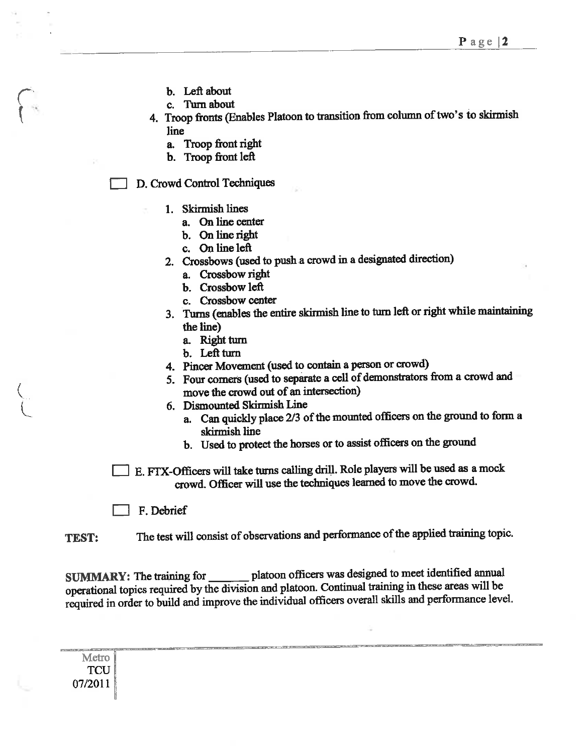b. Left about
   c. Turn about
4. Troop fronts (Enables Platoon to transition from column of two's to skirmish line
   a. Troop front right
   b. Troop front left

☐ D. Crowd Control Techniques

1. Skirmish lines
   a. On line center
   b. On line right
   c. On line left
2. Crossbows (used to push a crowd in a designated direction)
   a. Crossbow right
   b. Crossbow left
   c. Crossbow center
3. Turns (enables the entire skirmish line to turn left or right while maintaining the line)
   a. Right turn
   b. Left turn
4. Pincer Movement (used to contain a person or crowd)
5. Four corners (used to separate a cell of demonstrators from a crowd and move the crowd out of an intersection)
6. Dismounted Skirmish Line
   a. Can quickly place 2/3 of the mounted officers on the ground to form a skirmish line
   b. Used to protect the horses or to assist officers on the ground

☐ E. FTX-Officers will take turns calling drill. Role players will be used as a mock crowd. Officer will use the techniques learned to move the crowd.

☐ F. Debrief

**TEST:** The test will consist of observations and performance of the applied training topic.

**SUMMARY:** The training for _______ platoon officers was designed to meet identified annual operational topics required by the division and platoon. Continual training in these areas will be required in order to build and improve the individual officers overall skills and performance level.

Metro
TCU
07/2011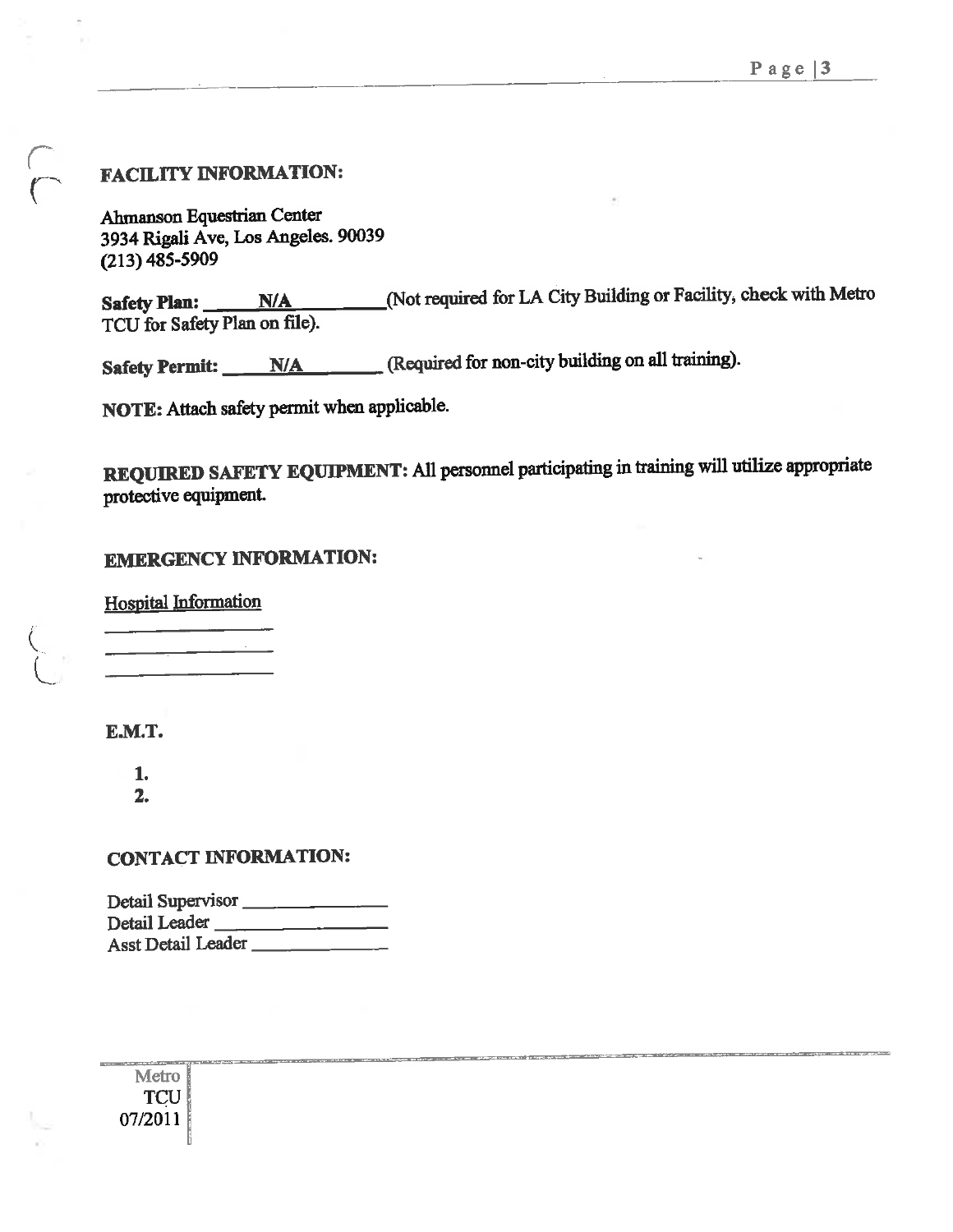## FACILITY INFORMATION:

Ahmanson Equestrian Center
3934 Rigali Ave, Los Angeles. 90039
(213) 485-5909

**Safety Plan:** ______N/A______(Not required for LA City Building or Facility, check with Metro TCU for Safety Plan on file).

**Safety Permit:** ______N/A______ (Required for non-city building on all training).

**NOTE:** Attach safety permit when applicable.

**REQUIRED SAFETY EQUIPMENT:** All personnel participating in training will utilize appropriate protective equipment.

## EMERGENCY INFORMATION:

Hospital Information

______________
______________
______________

**E.M.T.**

1.
2.

## CONTACT INFORMATION:

Detail Supervisor ______________
Detail Leader ______________
Asst Detail Leader ______________

Metro TCU 07/2011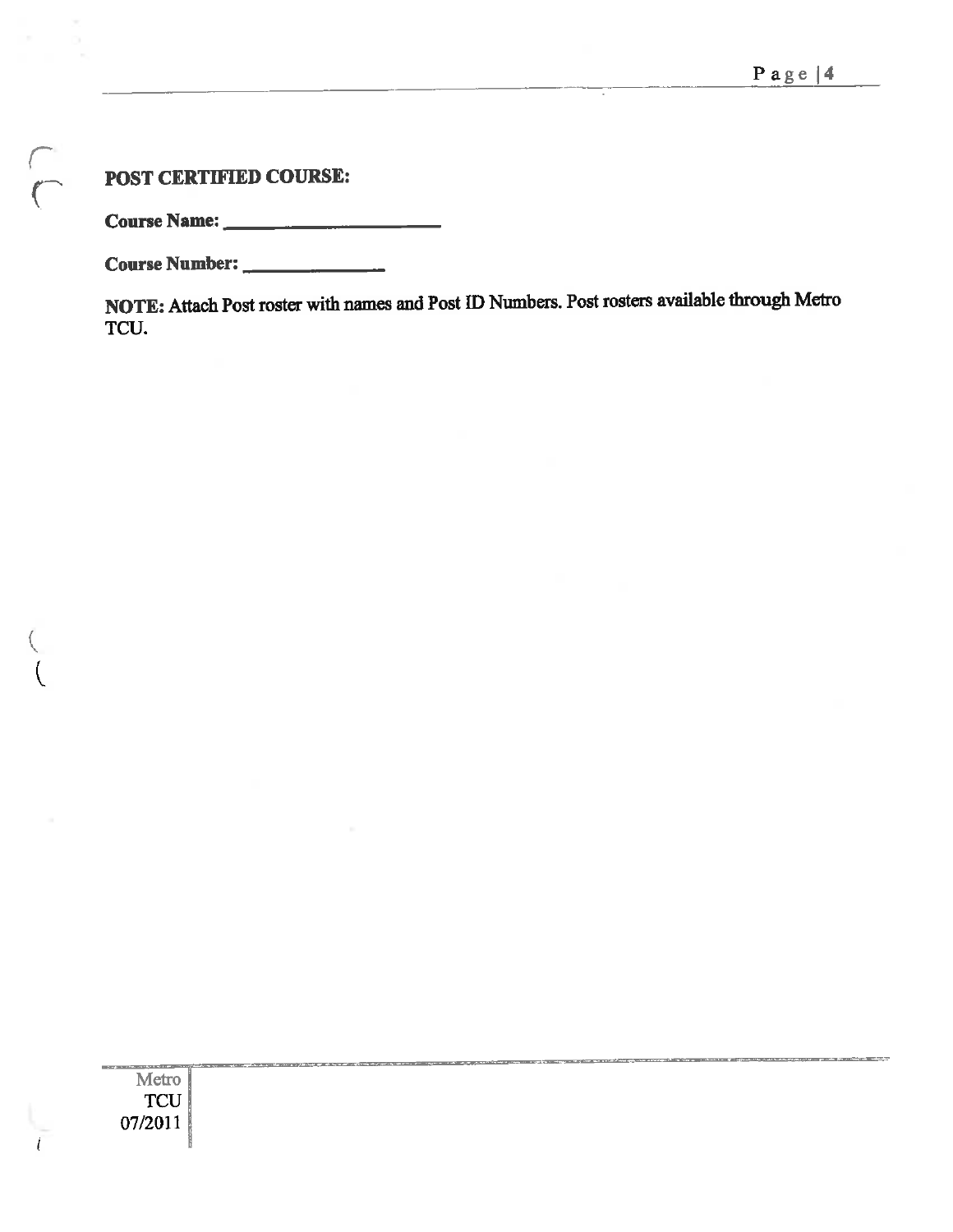**POST CERTIFIED COURSE:**

**Course Name:** ______________________

**Course Number:** ______________

**NOTE: Attach Post roster with names and Post ID Numbers. Post rosters available through Metro TCU.**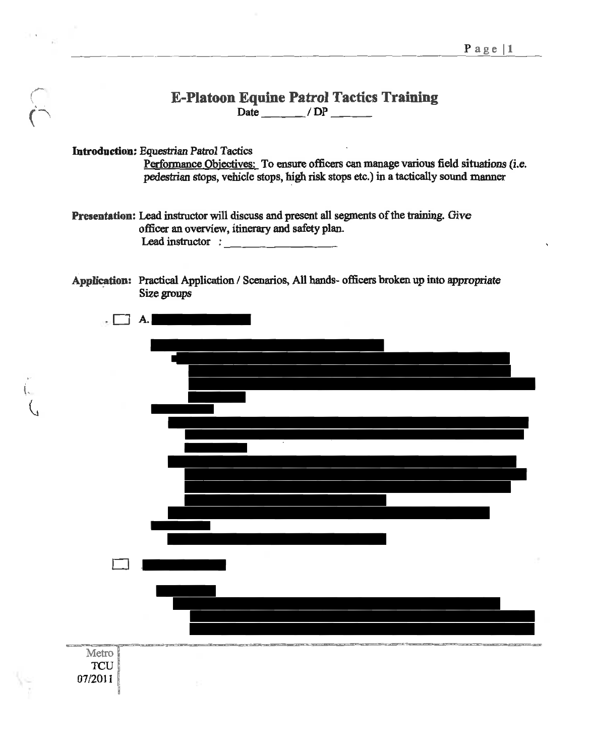# E-Platoon Equine Patrol Tactics Training

Date ________ / DP ______

**Introduction:** *Equestrian Patrol Tactics*

<u>Performance Objectives:</u> To ensure officers can manage various field situations (i.e. pedestrian stops, vehicle stops, high risk stops etc.) in a tactically sound manner

**Presentation:** Lead instructor will discuss and present all segments of the training. Give officer an overview, itinerary and safety plan.

Lead instructor : ____________________

**Application:** Practical Application / Scenarios, All hands- officers broken up into appropriate Size groups

- [ ] A. [REDACTED]

[REDACTED]

- [ ] [REDACTED]

[REDACTED]

Metro
TCU
07/2011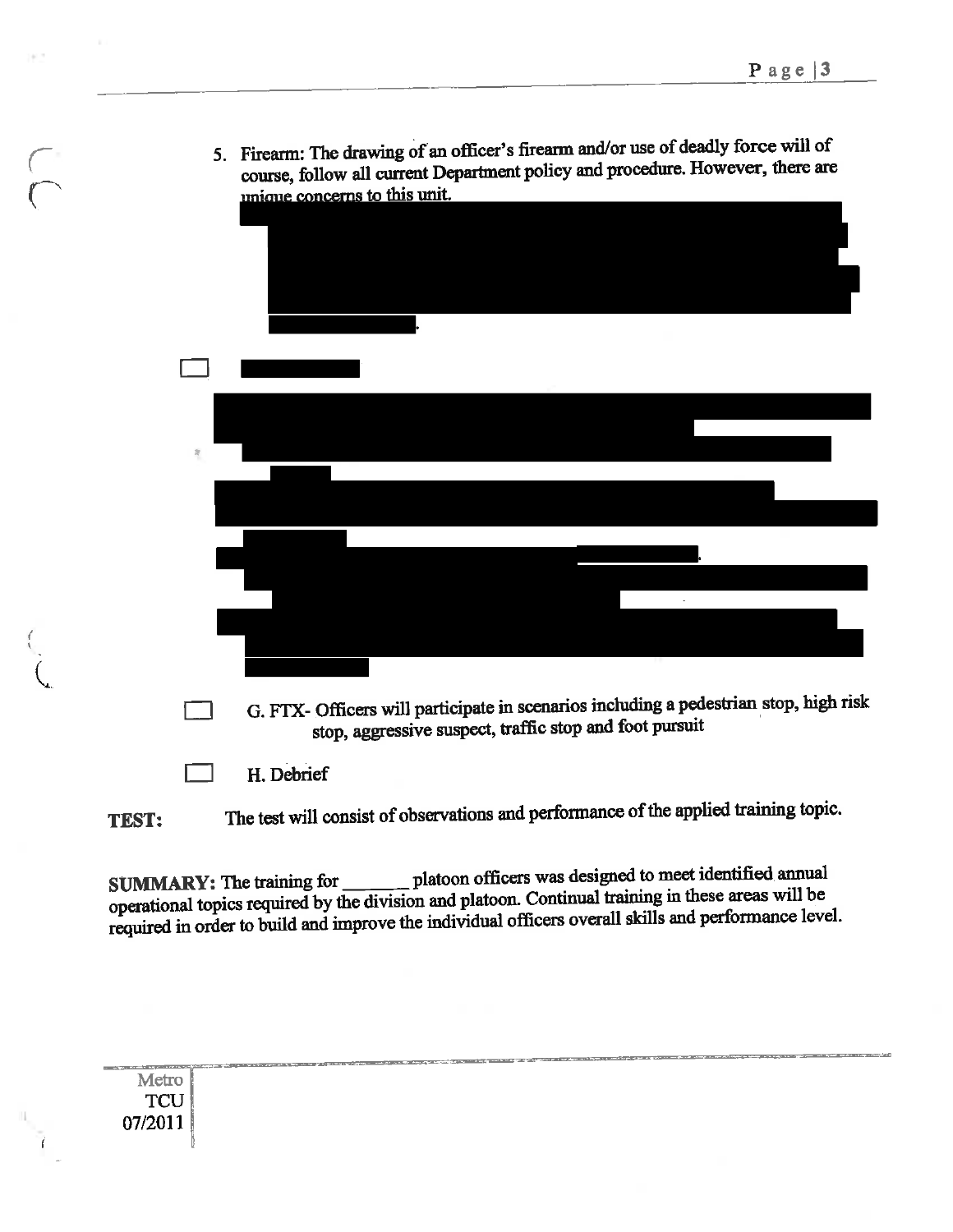5. Firearm: The drawing of an officer's firearm and/or use of deadly force will of course, follow all current Department policy and procedure. However, there are unique concerns to this unit.

- [ ] G. FTX- Officers will participate in scenarios including a pedestrian stop, high risk stop, aggressive suspect, traffic stop and foot pursuit

- [ ] H. Debrief

**TEST:** The test will consist of observations and performance of the applied training topic.

**SUMMARY:** The training for _______ platoon officers was designed to meet identified annual operational topics required by the division and platoon. Continual training in these areas will be required in order to build and improve the individual officers overall skills and performance level.

Metro
TCU
07/2011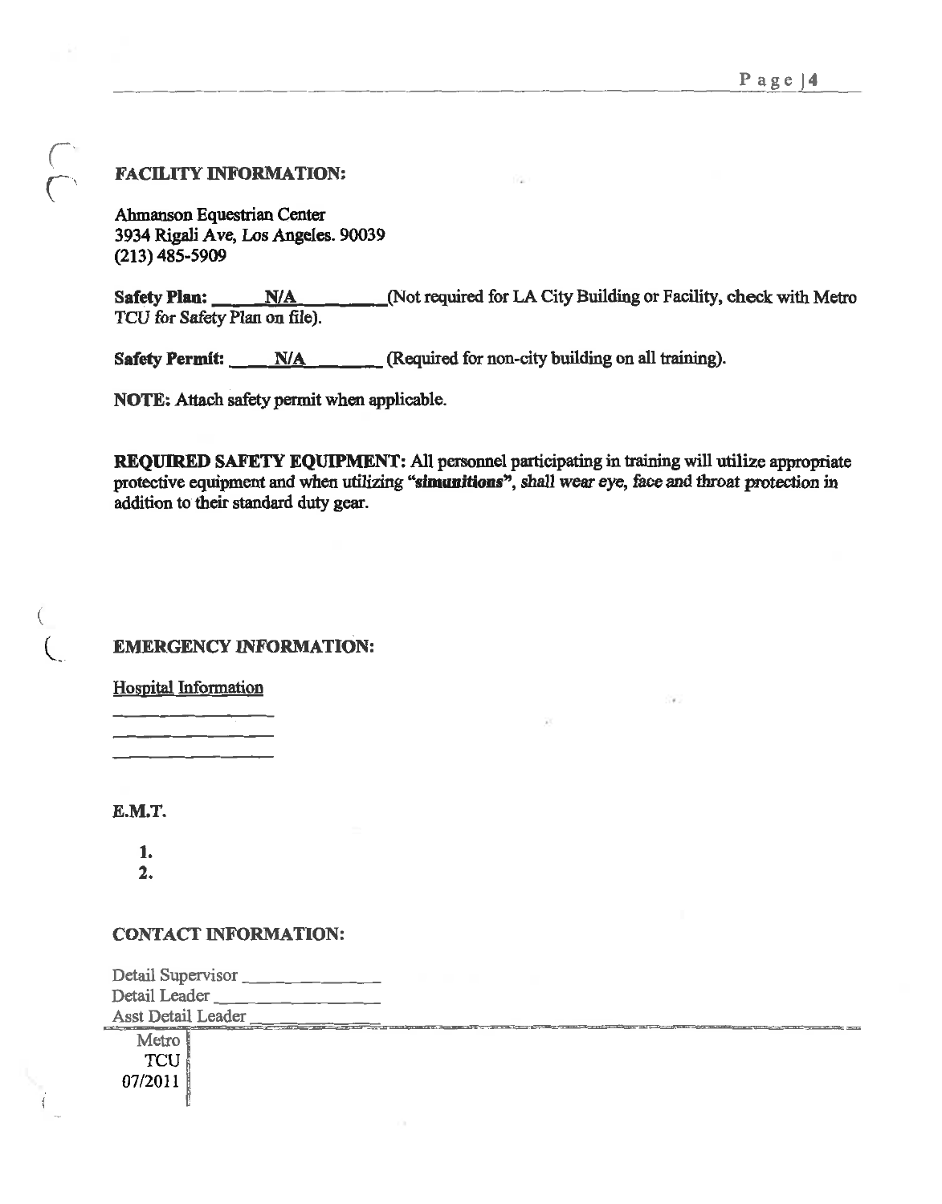**FACILITY INFORMATION:**

Ahmanson Equestrian Center
3934 Rigali Ave, Los Angeles. 90039
(213) 485-5909

**Safety Plan:** _____N/A_________(Not required for LA City Building or Facility, check with Metro TCU for Safety Plan on file).

**Safety Permit:** ____N/A_______ (Required for non-city building on all training).

**NOTE:** Attach safety permit when applicable.

**REQUIRED SAFETY EQUIPMENT:** All personnel participating in training will utilize appropriate protective equipment and when utilizing "**simunitions**", shall wear eye, face and throat protection in addition to their standard duty gear.

**EMERGENCY INFORMATION:**

Hospital Information

________________
________________
________________

**E.M.T.**

1.
2.

**CONTACT INFORMATION:**

Detail Supervisor ______________
Detail Leader ________________
Asst Detail Leader ____________

Metro
TCU
07/2011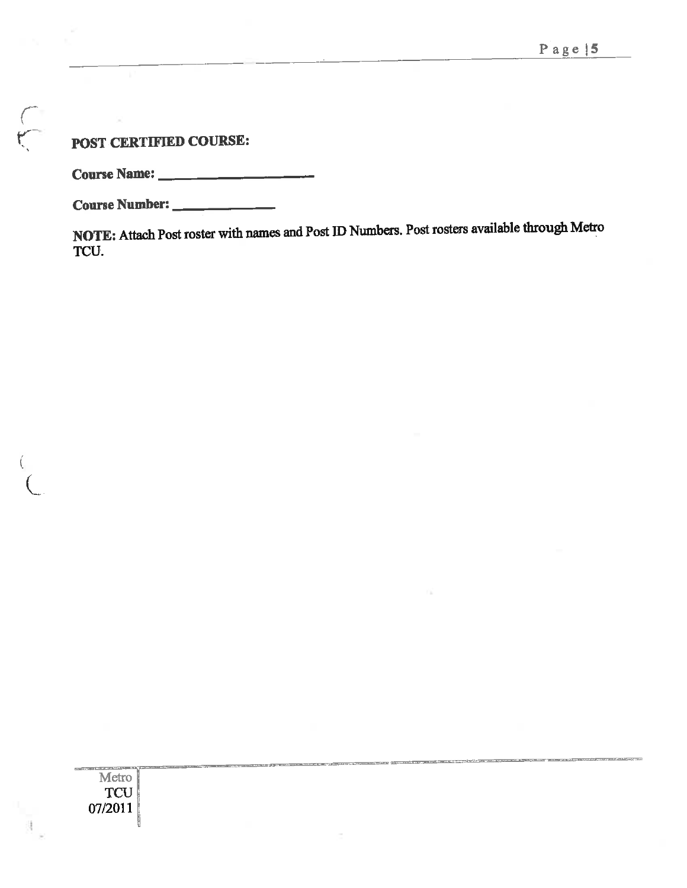**POST CERTIFIED COURSE:**

**Course Name:** ____________________

**Course Number:** ______________

**NOTE:** Attach Post roster with names and Post ID Numbers. Post rosters available through Metro TCU.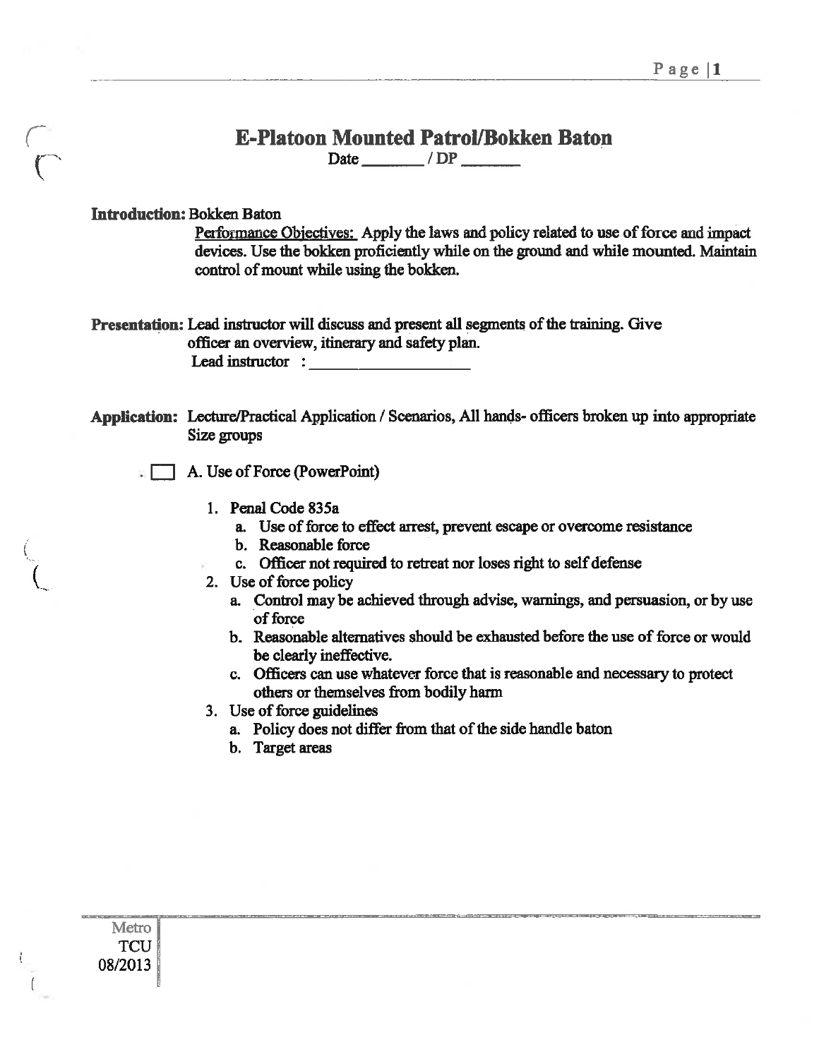# E-Platoon Mounted Patrol/Bokken Baton

Date _______ / DP _______

**Introduction:** Bokken Baton

<u>Performance Objectives:</u> Apply the laws and policy related to use of force and impact devices. Use the bokken proficiently while on the ground and while mounted. Maintain control of mount while using the bokken.

**Presentation:** Lead instructor will discuss and present all segments of the training. Give officer an overview, itinerary and safety plan.

Lead instructor : ___________________

**Application:** Lecture/Practical Application / Scenarios, All hands- officers broken up into appropriate Size groups

☐ A. Use of Force (PowerPoint)

1. Penal Code 835a
   a. Use of force to effect arrest, prevent escape or overcome resistance
   b. Reasonable force
   c. Officer not required to retreat nor loses right to self defense
2. Use of force policy
   a. Control may be achieved through advise, warnings, and persuasion, or by use of force
   b. Reasonable alternatives should be exhausted before the use of force or would be clearly ineffective.
   c. Officers can use whatever force that is reasonable and necessary to protect others or themselves from bodily harm
3. Use of force guidelines
   a. Policy does not differ from that of the side handle baton
   b. Target areas

Metro
TCU
08/2013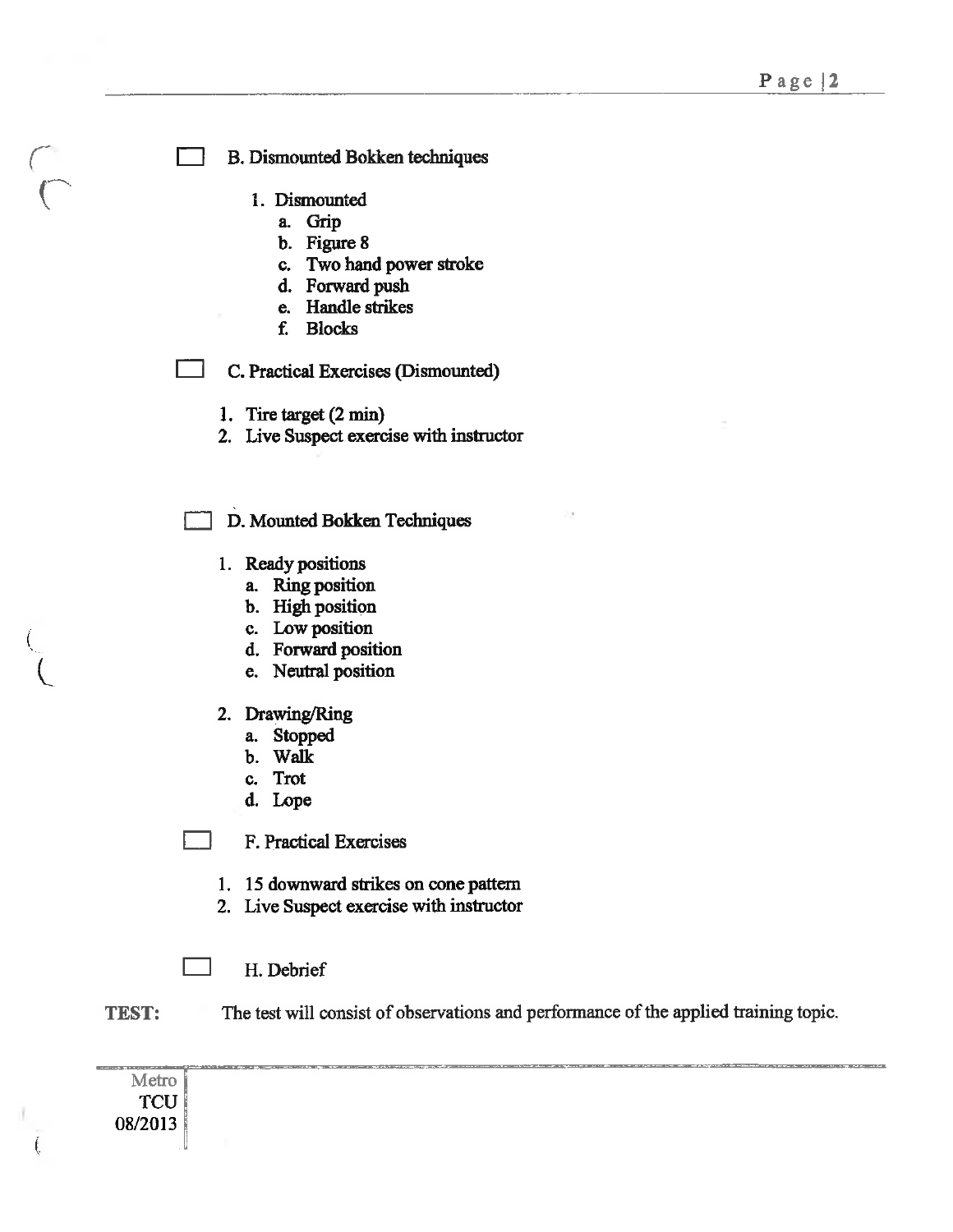- [ ] B. Dismounted Bokken techniques

  1. Dismounted
     a. Grip
     b. Figure 8
     c. Two hand power stroke
     d. Forward push
     e. Handle strikes
     f. Blocks

- [ ] C. Practical Exercises (Dismounted)

  1. Tire target (2 min)
  2. Live Suspect exercise with instructor

- [ ] D. Mounted Bokken Techniques

  1. Ready positions
     a. Ring position
     b. High position
     c. Low position
     d. Forward position
     e. Neutral position

  2. Drawing/Ring
     a. Stopped
     b. Walk
     c. Trot
     d. Lope

- [ ] F. Practical Exercises

  1. 15 downward strikes on cone pattern
  2. Live Suspect exercise with instructor

- [ ] H. Debrief

**TEST:** The test will consist of observations and performance of the applied training topic.

Metro
TCU
08/2013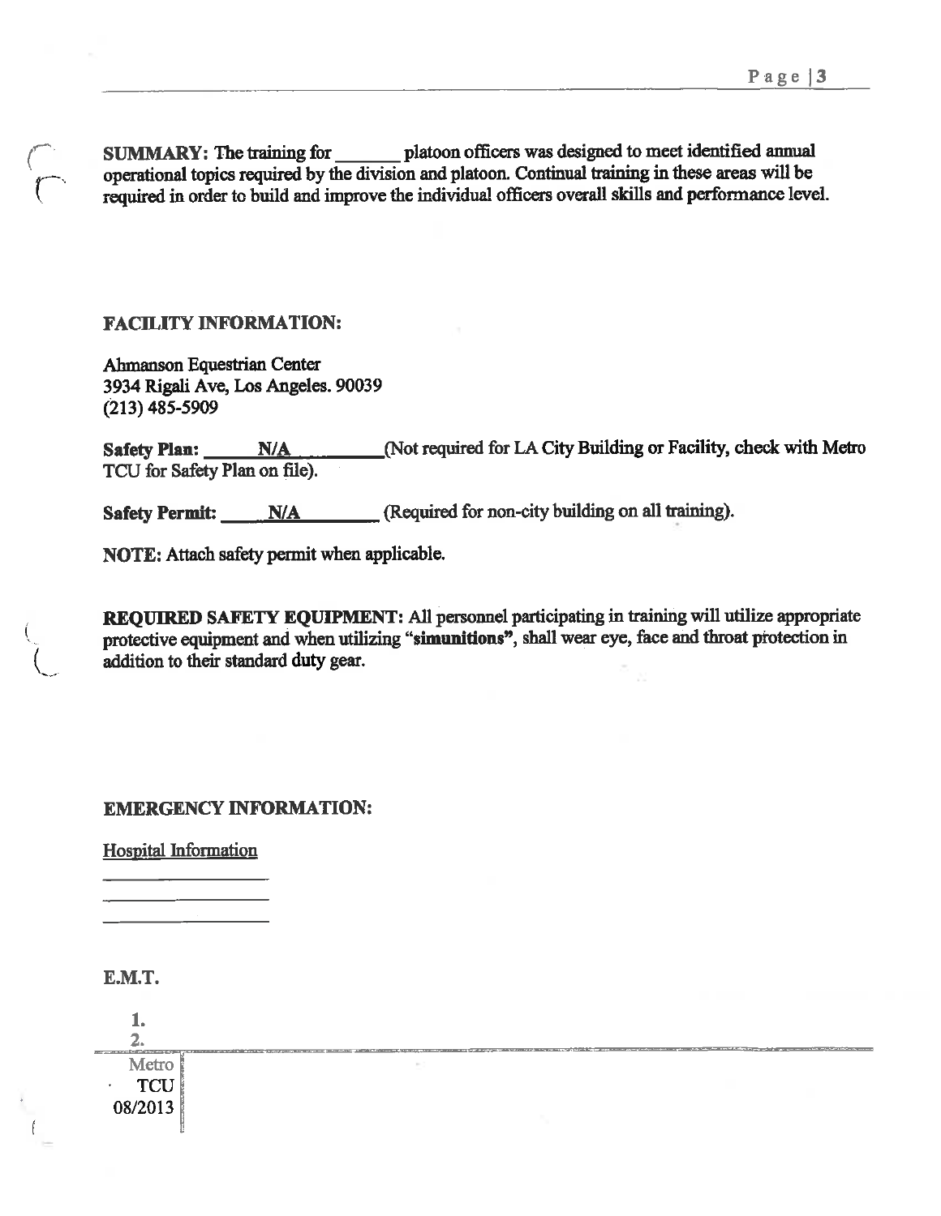**SUMMARY:** The training for _______ platoon officers was designed to meet identified annual operational topics required by the division and platoon. Continual training in these areas will be required in order to build and improve the individual officers overall skills and performance level.

**FACILITY INFORMATION:**

Ahmanson Equestrian Center
3934 Rigali Ave, Los Angeles. 90039
(213) 485-5909

**Safety Plan:** ___N/A___ (Not required for LA City Building or Facility, check with Metro TCU for Safety Plan on file).

**Safety Permit:** ___N/A___ (Required for non-city building on all training).

**NOTE:** Attach safety permit when applicable.

**REQUIRED SAFETY EQUIPMENT:** All personnel participating in training will utilize appropriate protective equipment and when utilizing "**simunitions**", shall wear eye, face and throat protection in addition to their standard duty gear.

**EMERGENCY INFORMATION:**

Hospital Information

_______________
_______________
_______________

**E.M.T.**

1.
2.

Metro TCU 08/2013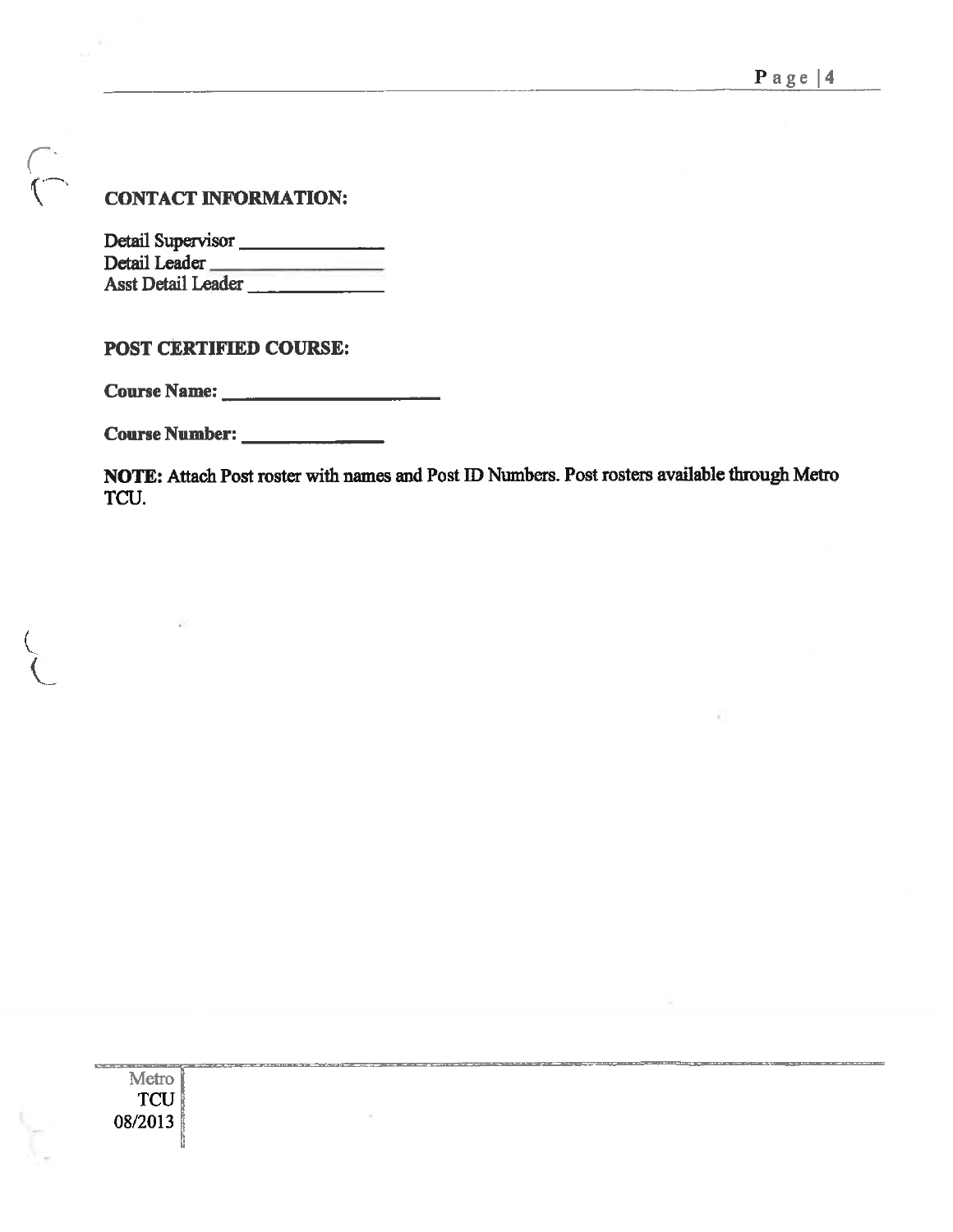## CONTACT INFORMATION:

Detail Supervisor ______________
Detail Leader ______________
Asst Detail Leader ______________

## POST CERTIFIED COURSE:

**Course Name:** ______________________

**Course Number:** ______________

**NOTE:** Attach Post roster with names and Post ID Numbers. Post rosters available through Metro TCU.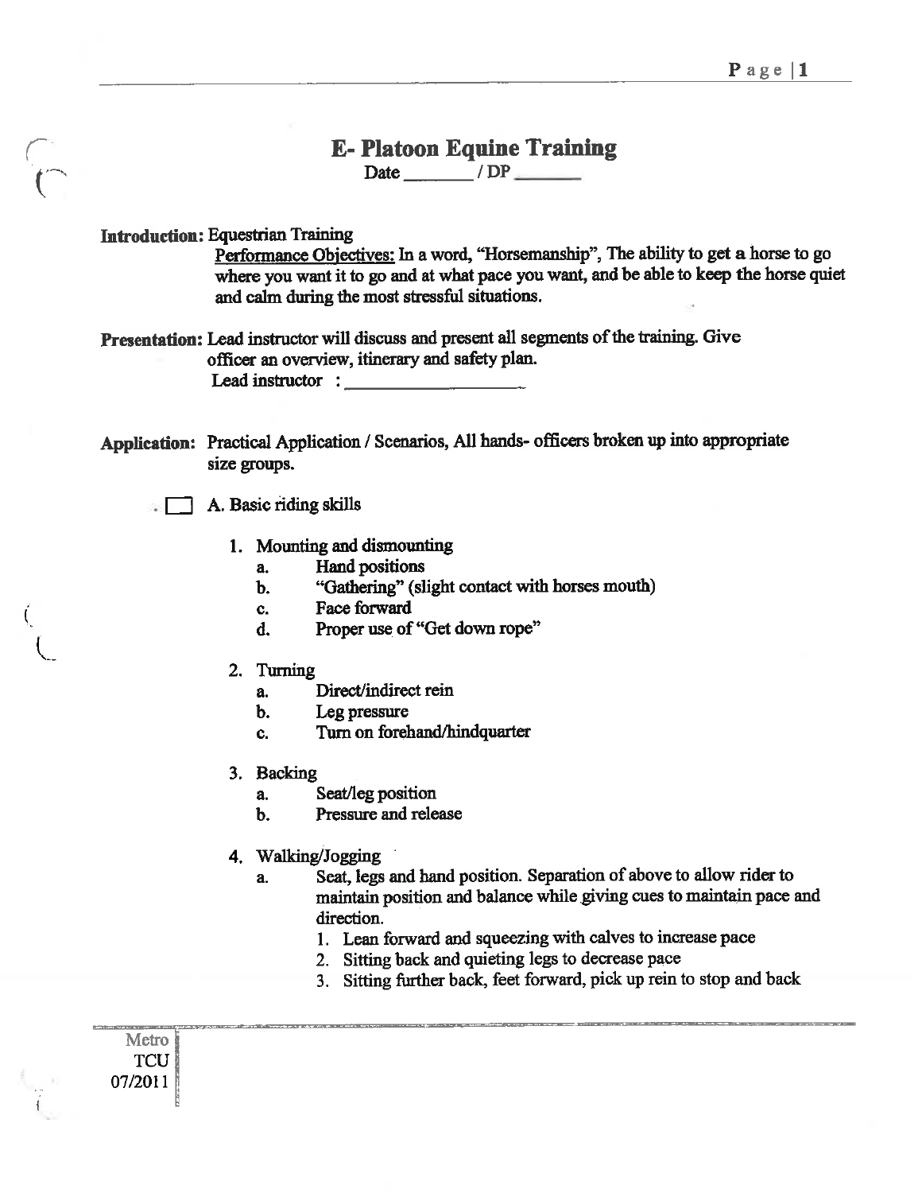# E- Platoon Equine Training

Date _______ / DP _______

**Introduction:** Equestrian Training

<u>Performance Objectives:</u> In a word, "Horsemanship", The ability to get a horse to go where you want it to go and at what pace you want, and be able to keep the horse quiet and calm during the most stressful situations.

**Presentation:** Lead instructor will discuss and present all segments of the training. Give officer an overview, itinerary and safety plan.

Lead instructor : ____________________

**Application:** Practical Application / Scenarios, All hands- officers broken up into appropriate size groups.

☐ A. Basic riding skills

1. Mounting and dismounting
   a. Hand positions
   b. "Gathering" (slight contact with horses mouth)
   c. Face forward
   d. Proper use of "Get down rope"

2. Turning
   a. Direct/indirect rein
   b. Leg pressure
   c. Turn on forehand/hindquarter

3. Backing
   a. Seat/leg position
   b. Pressure and release

4. Walking/Jogging
   a. Seat, legs and hand position. Separation of above to allow rider to maintain position and balance while giving cues to maintain pace and direction.
      1. Lean forward and squeezing with calves to increase pace
      2. Sitting back and quieting legs to decrease pace
      3. Sitting further back, feet forward, pick up rein to stop and back

Metro
TCU
07/2011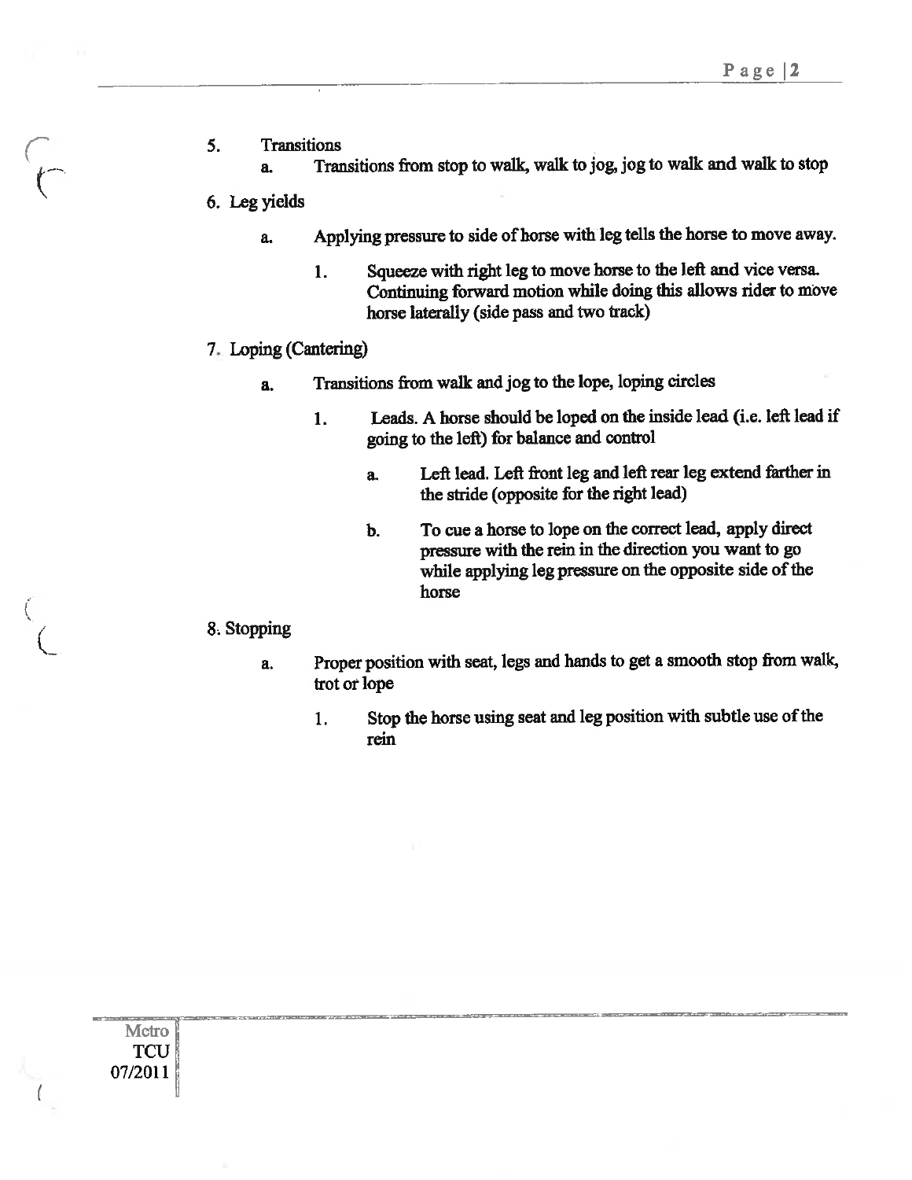5. Transitions
    a. Transitions from stop to walk, walk to jog, jog to walk and walk to stop

6. Leg yields
    a. Applying pressure to side of horse with leg tells the horse to move away.
        1. Squeeze with right leg to move horse to the left and vice versa. Continuing forward motion while doing this allows rider to move horse laterally (side pass and two track)

7. Loping (Cantering)
    a. Transitions from walk and jog to the lope, loping circles
        1. Leads. A horse should be loped on the inside lead (i.e. left lead if going to the left) for balance and control
            a. Left lead. Left front leg and left rear leg extend farther in the stride (opposite for the right lead)
            b. To cue a horse to lope on the correct lead, apply direct pressure with the rein in the direction you want to go while applying leg pressure on the opposite side of the horse

8. Stopping
    a. Proper position with seat, legs and hands to get a smooth stop from walk, trot or lope
        1. Stop the horse using seat and leg position with subtle use of the rein

Metro
TCU
07/2011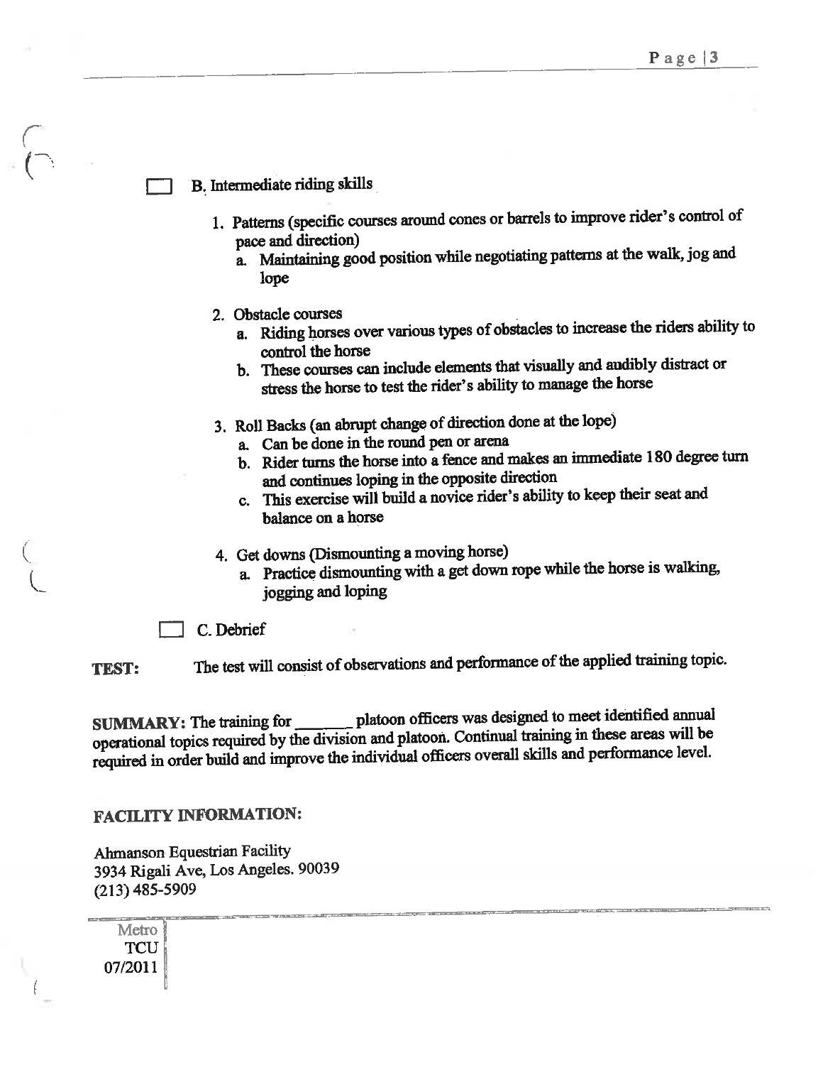☐ B. Intermediate riding skills

1. Patterns (specific courses around cones or barrels to improve rider's control of pace and direction)
   a. Maintaining good position while negotiating patterns at the walk, jog and lope

2. Obstacle courses
   a. Riding horses over various types of obstacles to increase the riders ability to control the horse
   b. These courses can include elements that visually and audibly distract or stress the horse to test the rider's ability to manage the horse

3. Roll Backs (an abrupt change of direction done at the lope)
   a. Can be done in the round pen or arena
   b. Rider turns the horse into a fence and makes an immediate 180 degree turn and continues loping in the opposite direction
   c. This exercise will build a novice rider's ability to keep their seat and balance on a horse

4. Get downs (Dismounting a moving horse)
   a. Practice dismounting with a get down rope while the horse is walking, jogging and loping

☐ C. Debrief

**TEST:** The test will consist of observations and performance of the applied training topic.

**SUMMARY:** The training for ______ platoon officers was designed to meet identified annual operational topics required by the division and platoon. Continual training in these areas will be required in order build and improve the individual officers overall skills and performance level.

**FACILITY INFORMATION:**

Ahmanson Equestrian Facility
3934 Rigali Ave, Los Angeles. 90039
(213) 485-5909

Metro
TCU
07/2011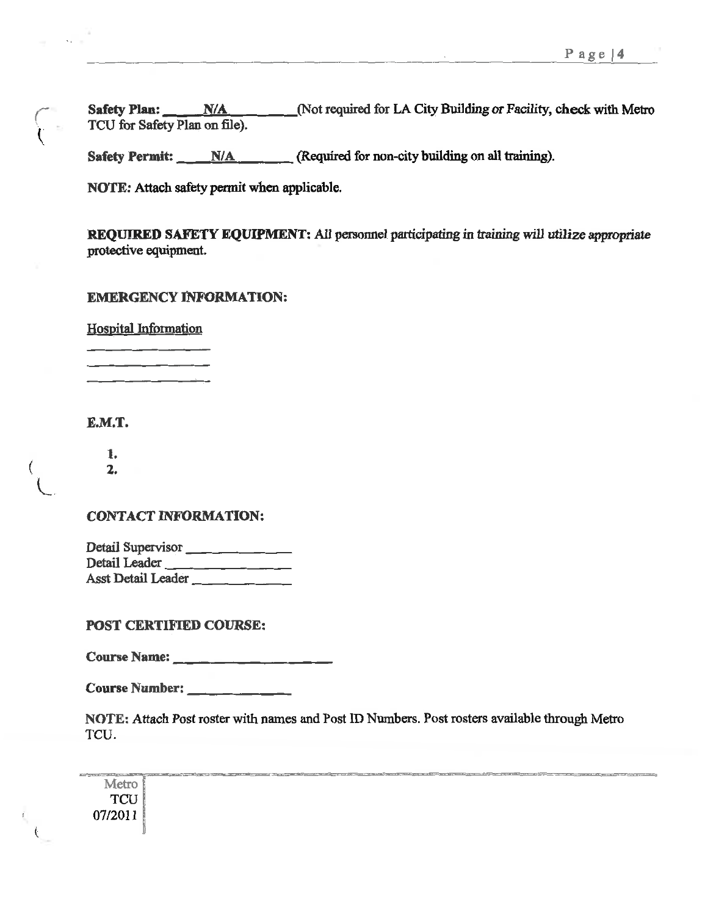**Safety Plan:** ____N/A________(Not required for LA City Building *or Facility*, **check with Metro** TCU for Safety Plan on file).

**Safety Permit:** ____N/A________ (Required for non-city **building on all training**).

**NOTE:** Attach safety permit when applicable.

**REQUIRED SAFETY EQUIPMENT:** *All personnel participating in training will utilize appropriate* protective equipment.

**EMERGENCY INFORMATION:**

Hospital Information

________________
________________
________________

**E.M.T.**

1.
2.

**CONTACT INFORMATION:**

Detail Supervisor ______________
Detail Leader ________________
Asst Detail Leader ______________

**POST CERTIFIED COURSE:**

**Course Name:** ______________________

**Course Number:** ______________

**NOTE:** *Attach Post* roster with names and Post ID Numbers. Post rosters available through Metro TCU.

Metro
TCU
07/2011